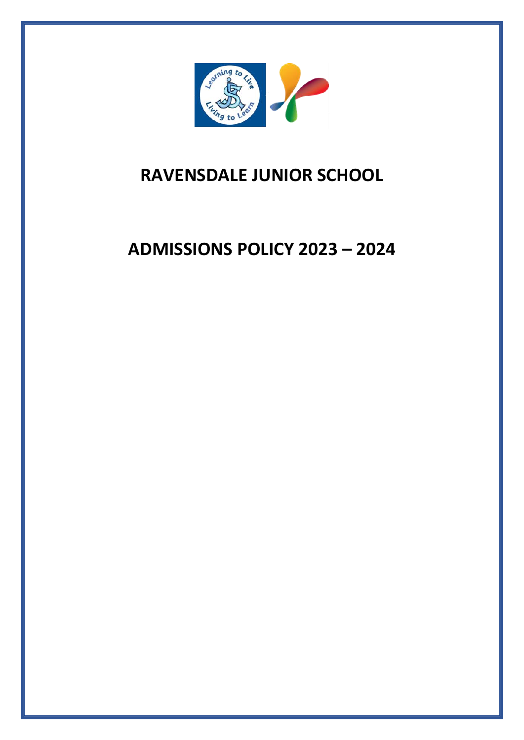# RAVENSDALE JUNIOR SCHOOL

# ADMISSIONS POLICY 2023 – 2024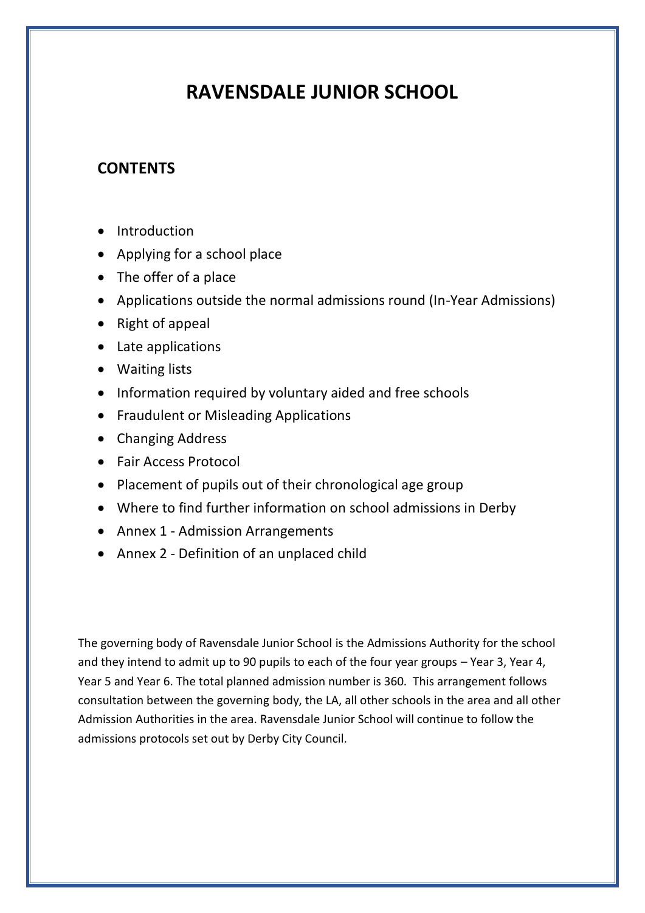# RAVENSDALE JUNIOR SCHOOL

## CONTENTS

- Introduction
- Applying for a school place
- The offer of a place
- Applications outside the normal admissions round (In-Year Admissions)
- Right of appeal
- Late applications
- Waiting lists
- Information required by voluntary aided and free schools
- Fraudulent or Misleading Applications
- Changing Address
- Fair Access Protocol
- Placement of pupils out of their chronological age group
- Where to find further information on school admissions in Derby
- Annex 1 - Admission Arrangements
- Annex 2 - Definition of an unplaced child

The governing body of Ravensdale Junior School is the Admissions Authority for the school and they intend to admit up to 90 pupils to each of the four year groups – Year 3, Year 4, Year 5 and Year 6. The total planned admission number is 360. This arrangement follows consultation between the governing body, the LA, all other schools in the area and all other Admission Authorities in the area. Ravensdale Junior School will continue to follow the admissions protocols set out by Derby City Council.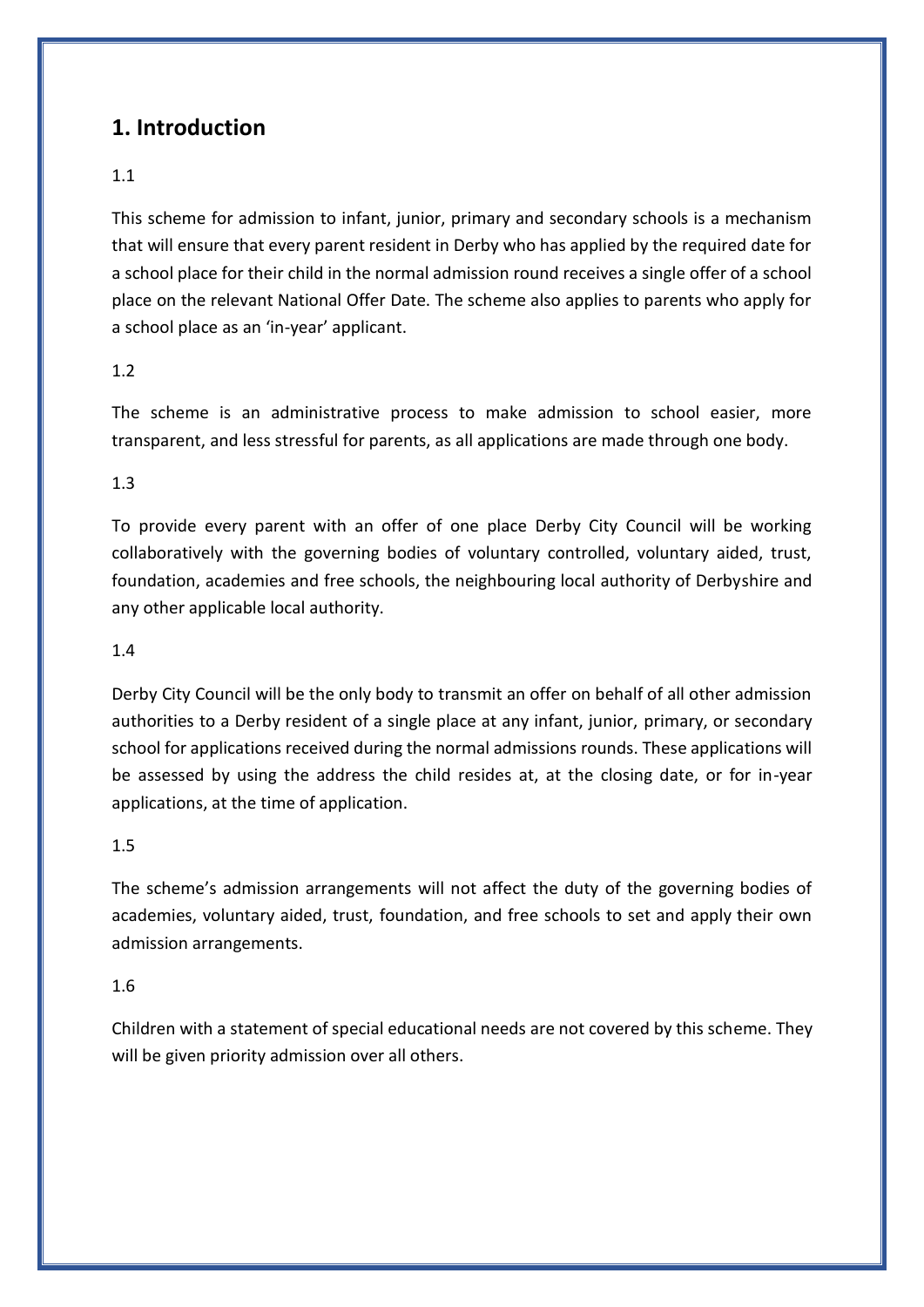## 1. Introduction

1.1

This scheme for admission to infant, junior, primary and secondary schools is a mechanism that will ensure that every parent resident in Derby who has applied by the required date for a school place for their child in the normal admission round receives a single offer of a school place on the relevant National Offer Date. The scheme also applies to parents who apply for a school place as an 'in-year' applicant.

1.2

The scheme is an administrative process to make admission to school easier, more transparent, and less stressful for parents, as all applications are made through one body.

1.3

To provide every parent with an offer of one place Derby City Council will be working collaboratively with the governing bodies of voluntary controlled, voluntary aided, trust, foundation, academies and free schools, the neighbouring local authority of Derbyshire and any other applicable local authority.

1.4

Derby City Council will be the only body to transmit an offer on behalf of all other admission authorities to a Derby resident of a single place at any infant, junior, primary, or secondary school for applications received during the normal admissions rounds. These applications will be assessed by using the address the child resides at, at the closing date, or for in-year applications, at the time of application.

1.5

The scheme's admission arrangements will not affect the duty of the governing bodies of academies, voluntary aided, trust, foundation, and free schools to set and apply their own admission arrangements.

1.6

Children with a statement of special educational needs are not covered by this scheme. They will be given priority admission over all others.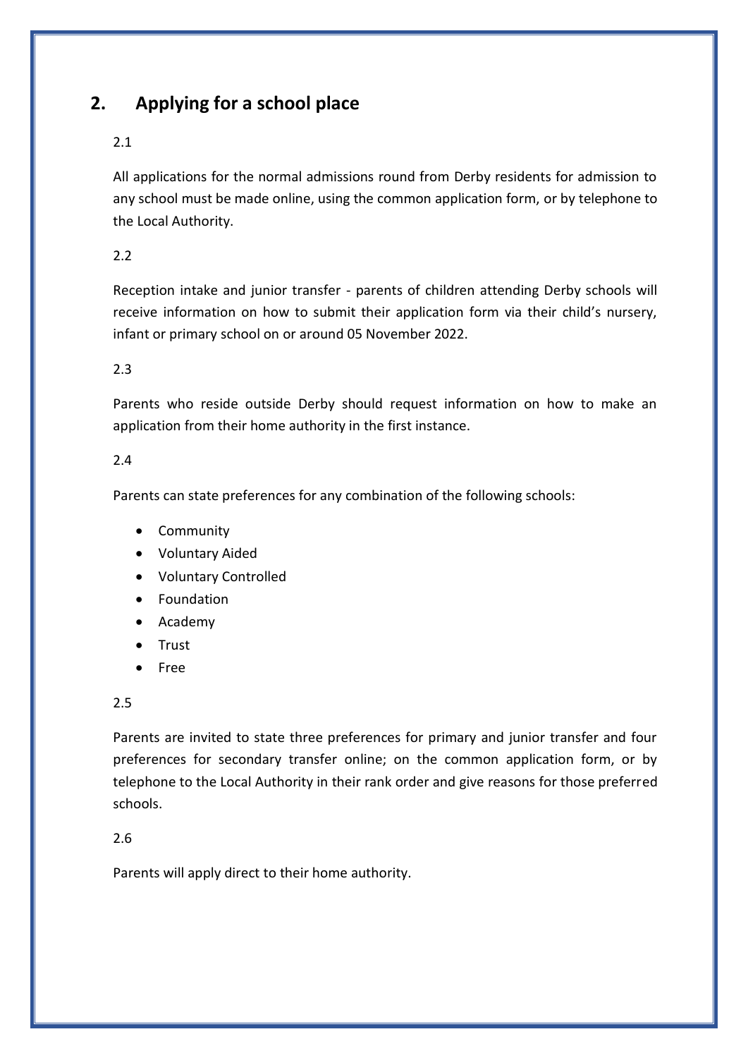## 2. Applying for a school place

2.1

All applications for the normal admissions round from Derby residents for admission to any school must be made online, using the common application form, or by telephone to the Local Authority.

2.2

Reception intake and junior transfer - parents of children attending Derby schools will receive information on how to submit their application form via their child's nursery, infant or primary school on or around 05 November 2022.

2.3

Parents who reside outside Derby should request information on how to make an application from their home authority in the first instance.

2.4

Parents can state preferences for any combination of the following schools:

- Community
- Voluntary Aided
- Voluntary Controlled
- Foundation
- Academy
- Trust
- Free

2.5

Parents are invited to state three preferences for primary and junior transfer and four preferences for secondary transfer online; on the common application form, or by telephone to the Local Authority in their rank order and give reasons for those preferred schools.

2.6

Parents will apply direct to their home authority.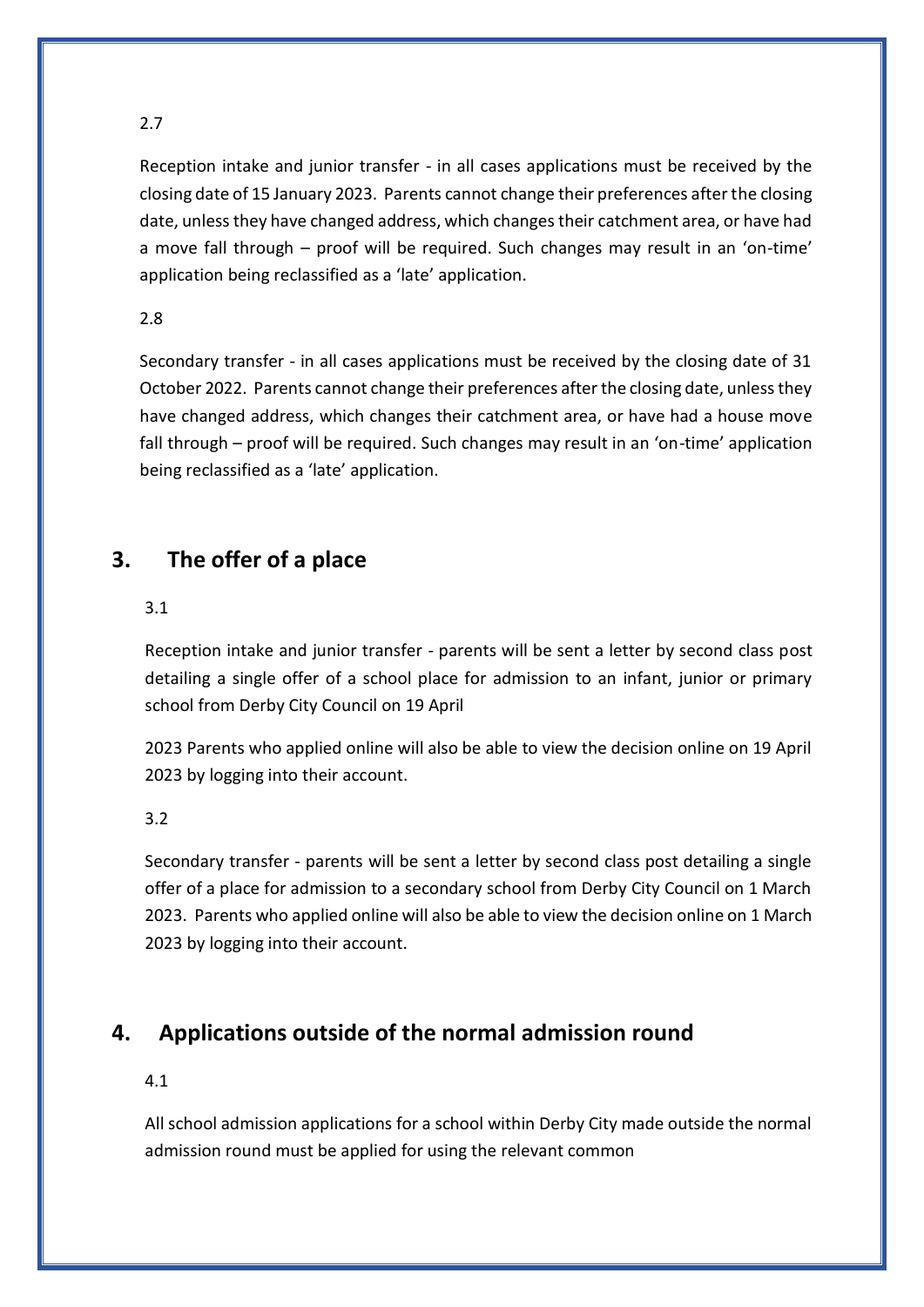2.7

Reception intake and junior transfer - in all cases applications must be received by the closing date of 15 January 2023. Parents cannot change their preferences after the closing date, unless they have changed address, which changes their catchment area, or have had a move fall through – proof will be required. Such changes may result in an 'on-time' application being reclassified as a 'late' application.

2.8

Secondary transfer - in all cases applications must be received by the closing date of 31 October 2022. Parents cannot change their preferences after the closing date, unless they have changed address, which changes their catchment area, or have had a house move fall through – proof will be required. Such changes may result in an 'on-time' application being reclassified as a 'late' application.

## 3. The offer of a place

3.1

Reception intake and junior transfer - parents will be sent a letter by second class post detailing a single offer of a school place for admission to an infant, junior or primary school from Derby City Council on 19 April

2023 Parents who applied online will also be able to view the decision online on 19 April 2023 by logging into their account.

3.2

Secondary transfer - parents will be sent a letter by second class post detailing a single offer of a place for admission to a secondary school from Derby City Council on 1 March 2023. Parents who applied online will also be able to view the decision online on 1 March 2023 by logging into their account.

## 4. Applications outside of the normal admission round

4.1

All school admission applications for a school within Derby City made outside the normal admission round must be applied for using the relevant common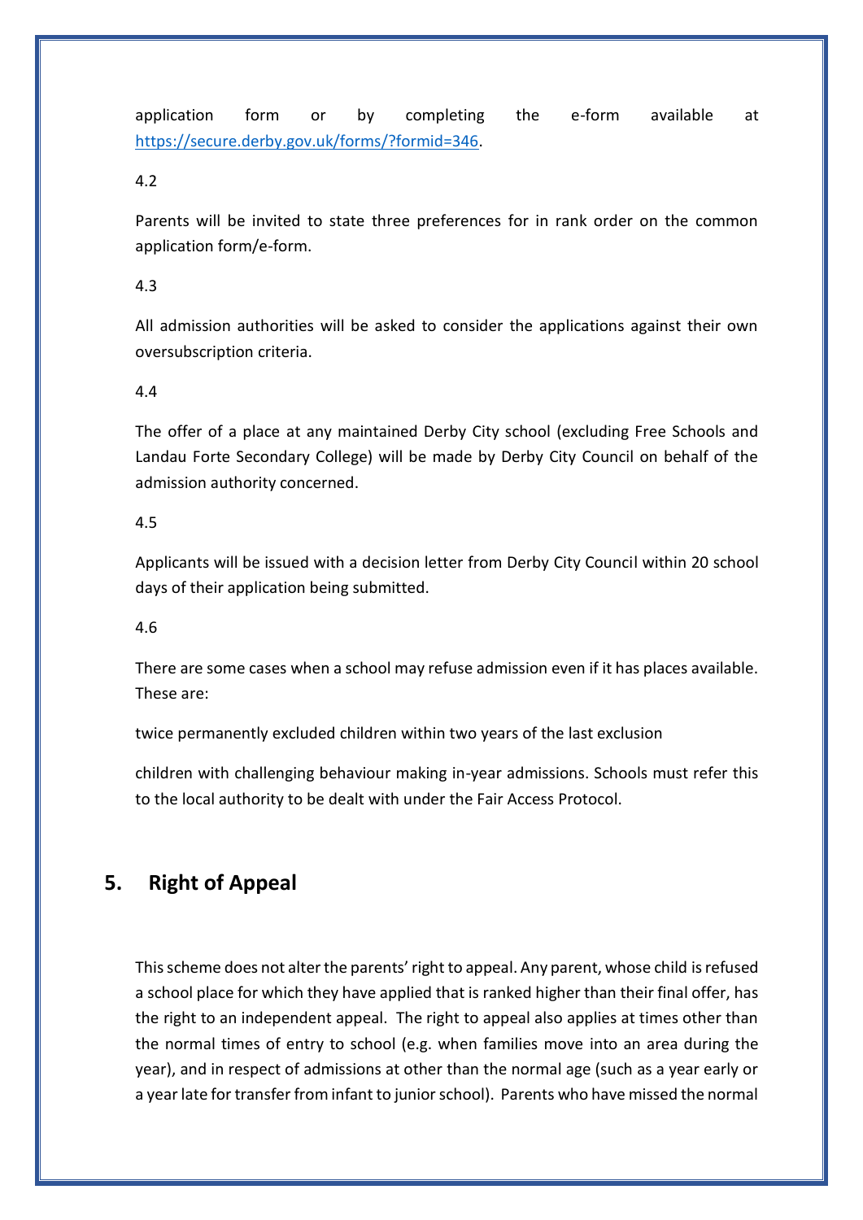application form or by completing the e-form available at [https://secure.derby.gov.uk/forms/?formid=346](https://secure.derby.gov.uk/forms/?formid=346).

4.2

Parents will be invited to state three preferences for in rank order on the common application form/e-form.

4.3

All admission authorities will be asked to consider the applications against their own oversubscription criteria.

4.4

The offer of a place at any maintained Derby City school (excluding Free Schools and Landau Forte Secondary College) will be made by Derby City Council on behalf of the admission authority concerned.

4.5

Applicants will be issued with a decision letter from Derby City Council within 20 school days of their application being submitted.

4.6

There are some cases when a school may refuse admission even if it has places available. These are:

twice permanently excluded children within two years of the last exclusion

children with challenging behaviour making in-year admissions. Schools must refer this to the local authority to be dealt with under the Fair Access Protocol.

## 5. Right of Appeal

This scheme does not alter the parents' right to appeal. Any parent, whose child is refused a school place for which they have applied that is ranked higher than their final offer, has the right to an independent appeal. The right to appeal also applies at times other than the normal times of entry to school (e.g. when families move into an area during the year), and in respect of admissions at other than the normal age (such as a year early or a year late for transfer from infant to junior school). Parents who have missed the normal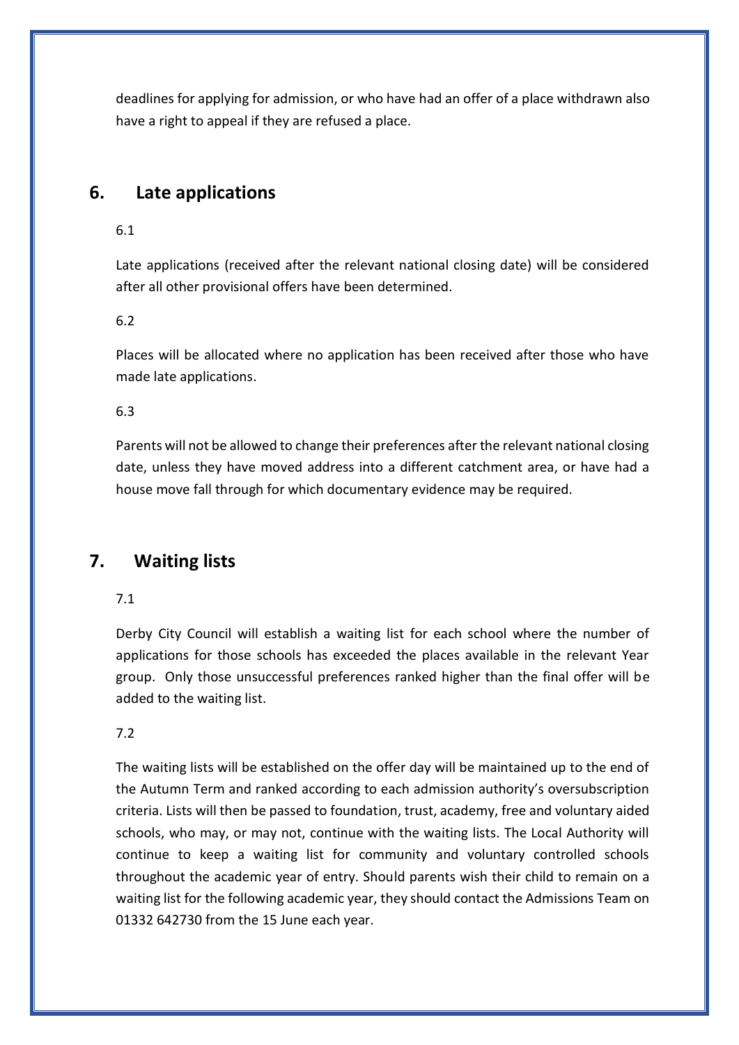deadlines for applying for admission, or who have had an offer of a place withdrawn also have a right to appeal if they are refused a place.

## 6. Late applications

6.1

Late applications (received after the relevant national closing date) will be considered after all other provisional offers have been determined.

6.2

Places will be allocated where no application has been received after those who have made late applications.

6.3

Parents will not be allowed to change their preferences after the relevant national closing date, unless they have moved address into a different catchment area, or have had a house move fall through for which documentary evidence may be required.

## 7. Waiting lists

7.1

Derby City Council will establish a waiting list for each school where the number of applications for those schools has exceeded the places available in the relevant Year group. Only those unsuccessful preferences ranked higher than the final offer will be added to the waiting list.

7.2

The waiting lists will be established on the offer day will be maintained up to the end of the Autumn Term and ranked according to each admission authority's oversubscription criteria. Lists will then be passed to foundation, trust, academy, free and voluntary aided schools, who may, or may not, continue with the waiting lists. The Local Authority will continue to keep a waiting list for community and voluntary controlled schools throughout the academic year of entry. Should parents wish their child to remain on a waiting list for the following academic year, they should contact the Admissions Team on 01332 642730 from the 15 June each year.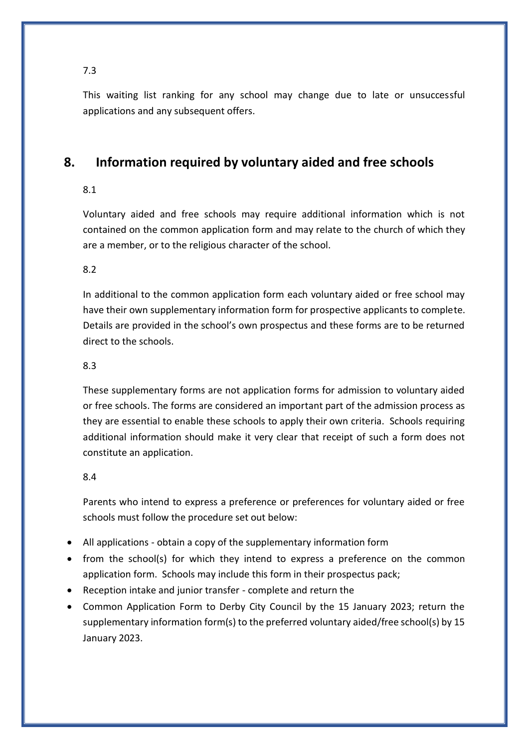7.3

This waiting list ranking for any school may change due to late or unsuccessful applications and any subsequent offers.

## 8. Information required by voluntary aided and free schools

8.1

Voluntary aided and free schools may require additional information which is not contained on the common application form and may relate to the church of which they are a member, or to the religious character of the school.

8.2

In additional to the common application form each voluntary aided or free school may have their own supplementary information form for prospective applicants to complete. Details are provided in the school's own prospectus and these forms are to be returned direct to the schools.

8.3

These supplementary forms are not application forms for admission to voluntary aided or free schools. The forms are considered an important part of the admission process as they are essential to enable these schools to apply their own criteria. Schools requiring additional information should make it very clear that receipt of such a form does not constitute an application.

8.4

Parents who intend to express a preference or preferences for voluntary aided or free schools must follow the procedure set out below:

- All applications - obtain a copy of the supplementary information form
- from the school(s) for which they intend to express a preference on the common application form. Schools may include this form in their prospectus pack;
- Reception intake and junior transfer - complete and return the
- Common Application Form to Derby City Council by the 15 January 2023; return the supplementary information form(s) to the preferred voluntary aided/free school(s) by 15 January 2023.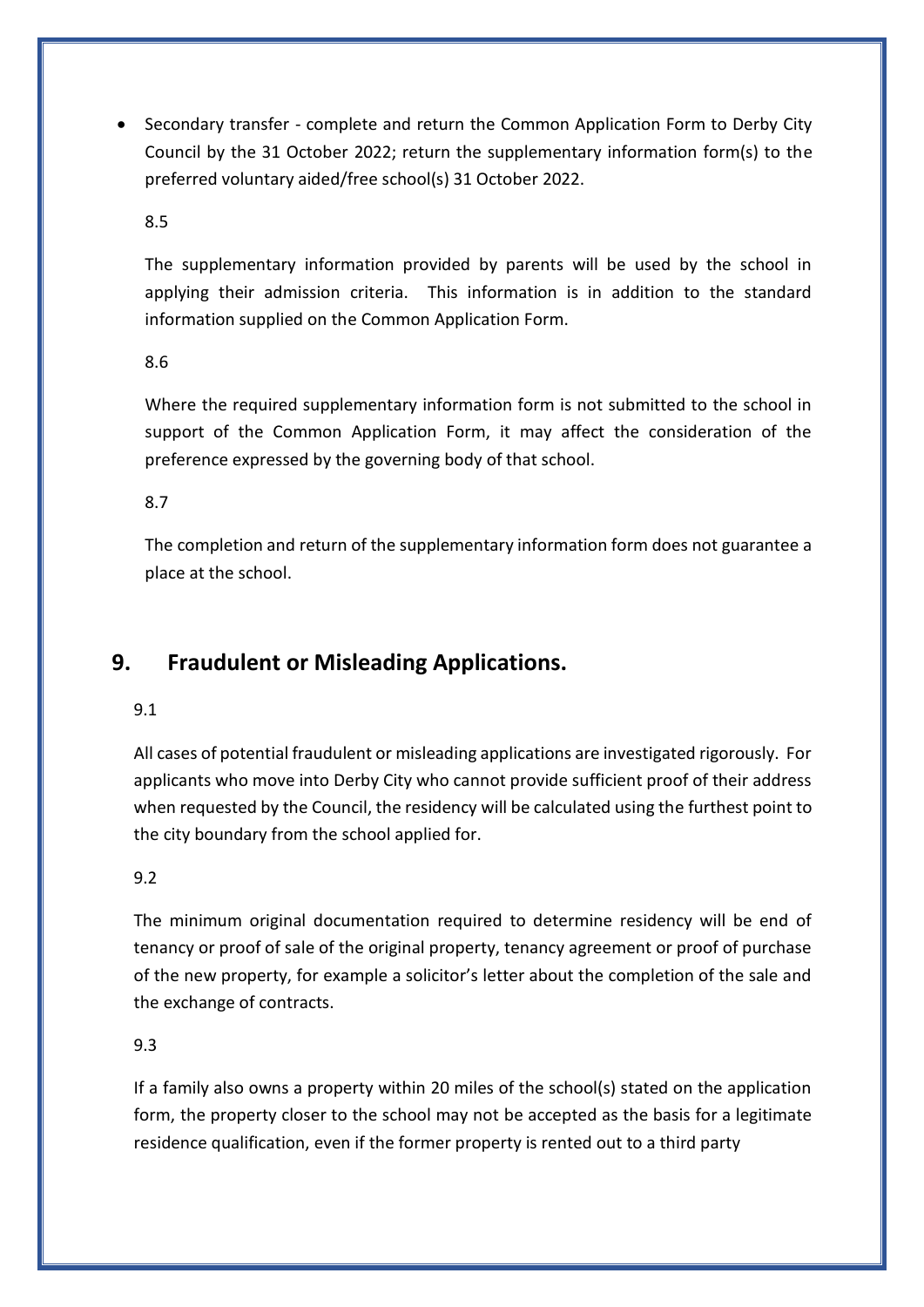- Secondary transfer - complete and return the Common Application Form to Derby City Council by the 31 October 2022; return the supplementary information form(s) to the preferred voluntary aided/free school(s) 31 October 2022.

8.5

The supplementary information provided by parents will be used by the school in applying their admission criteria. This information is in addition to the standard information supplied on the Common Application Form.

8.6

Where the required supplementary information form is not submitted to the school in support of the Common Application Form, it may affect the consideration of the preference expressed by the governing body of that school.

8.7

The completion and return of the supplementary information form does not guarantee a place at the school.

## 9. Fraudulent or Misleading Applications.

9.1

All cases of potential fraudulent or misleading applications are investigated rigorously. For applicants who move into Derby City who cannot provide sufficient proof of their address when requested by the Council, the residency will be calculated using the furthest point to the city boundary from the school applied for.

9.2

The minimum original documentation required to determine residency will be end of tenancy or proof of sale of the original property, tenancy agreement or proof of purchase of the new property, for example a solicitor's letter about the completion of the sale and the exchange of contracts.

9.3

If a family also owns a property within 20 miles of the school(s) stated on the application form, the property closer to the school may not be accepted as the basis for a legitimate residence qualification, even if the former property is rented out to a third party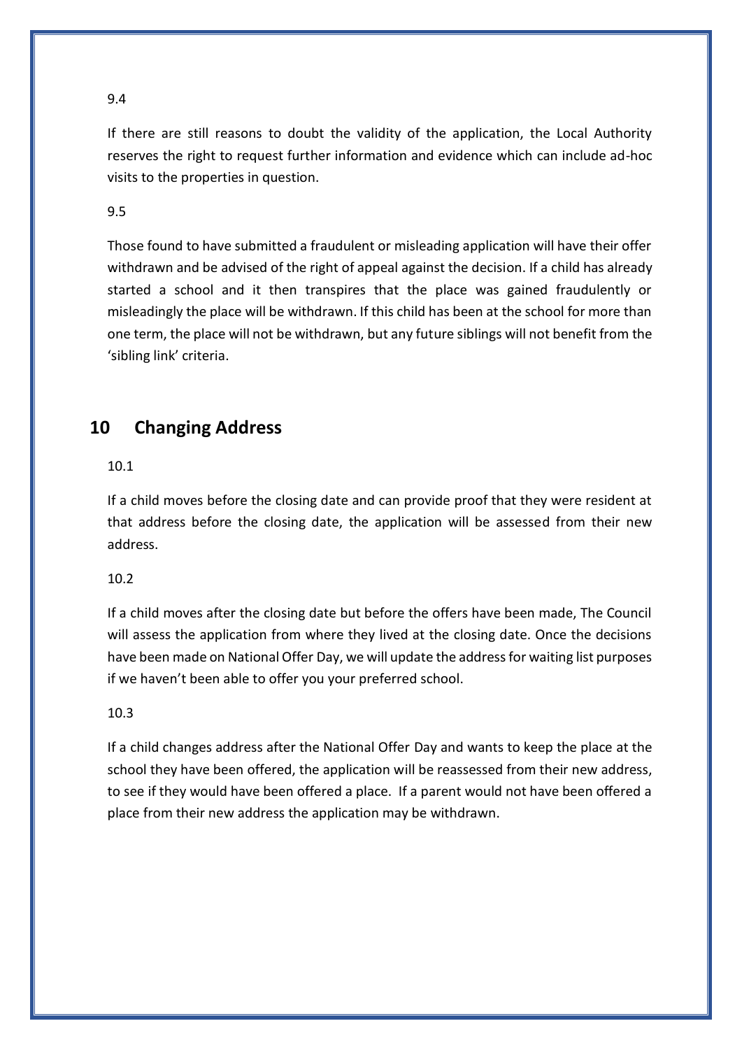9.4

If there are still reasons to doubt the validity of the application, the Local Authority reserves the right to request further information and evidence which can include ad-hoc visits to the properties in question.

9.5

Those found to have submitted a fraudulent or misleading application will have their offer withdrawn and be advised of the right of appeal against the decision. If a child has already started a school and it then transpires that the place was gained fraudulently or misleadingly the place will be withdrawn. If this child has been at the school for more than one term, the place will not be withdrawn, but any future siblings will not benefit from the 'sibling link' criteria.

## 10 Changing Address

10.1

If a child moves before the closing date and can provide proof that they were resident at that address before the closing date, the application will be assessed from their new address.

10.2

If a child moves after the closing date but before the offers have been made, The Council will assess the application from where they lived at the closing date. Once the decisions have been made on National Offer Day, we will update the address for waiting list purposes if we haven't been able to offer you your preferred school.

10.3

If a child changes address after the National Offer Day and wants to keep the place at the school they have been offered, the application will be reassessed from their new address, to see if they would have been offered a place. If a parent would not have been offered a place from their new address the application may be withdrawn.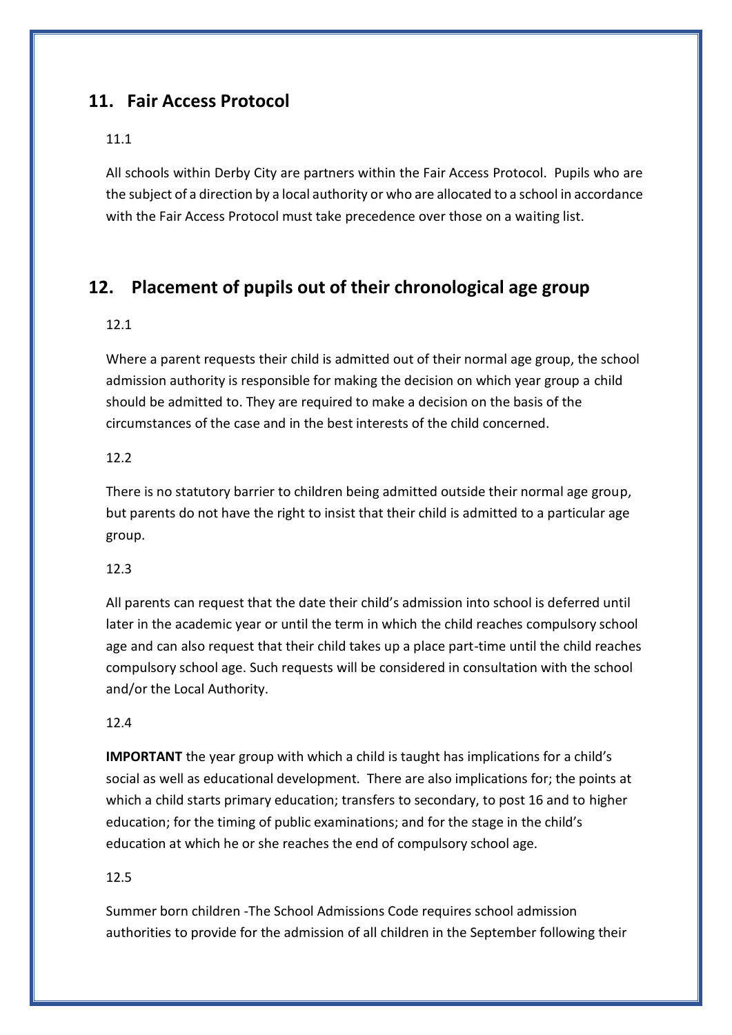## 11. Fair Access Protocol

11.1

All schools within Derby City are partners within the Fair Access Protocol. Pupils who are the subject of a direction by a local authority or who are allocated to a school in accordance with the Fair Access Protocol must take precedence over those on a waiting list.

## 12. Placement of pupils out of their chronological age group

12.1

Where a parent requests their child is admitted out of their normal age group, the school admission authority is responsible for making the decision on which year group a child should be admitted to. They are required to make a decision on the basis of the circumstances of the case and in the best interests of the child concerned.

12.2

There is no statutory barrier to children being admitted outside their normal age group, but parents do not have the right to insist that their child is admitted to a particular age group.

12.3

All parents can request that the date their child's admission into school is deferred until later in the academic year or until the term in which the child reaches compulsory school age and can also request that their child takes up a place part-time until the child reaches compulsory school age. Such requests will be considered in consultation with the school and/or the Local Authority.

12.4

**IMPORTANT** the year group with which a child is taught has implications for a child's social as well as educational development. There are also implications for; the points at which a child starts primary education; transfers to secondary, to post 16 and to higher education; for the timing of public examinations; and for the stage in the child's education at which he or she reaches the end of compulsory school age.

12.5

Summer born children -The School Admissions Code requires school admission authorities to provide for the admission of all children in the September following their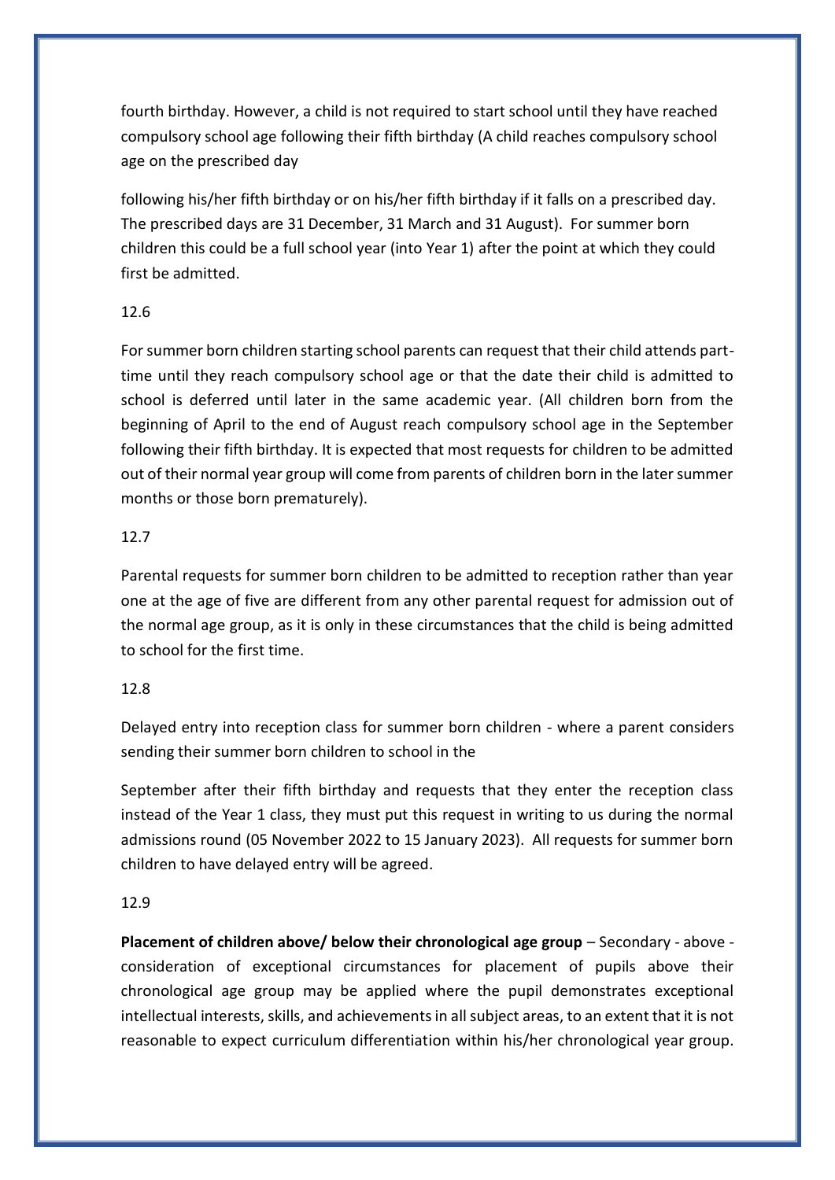fourth birthday. However, a child is not required to start school until they have reached compulsory school age following their fifth birthday (A child reaches compulsory school age on the prescribed day

following his/her fifth birthday or on his/her fifth birthday if it falls on a prescribed day. The prescribed days are 31 December, 31 March and 31 August). For summer born children this could be a full school year (into Year 1) after the point at which they could first be admitted.

12.6

For summer born children starting school parents can request that their child attends part-time until they reach compulsory school age or that the date their child is admitted to school is deferred until later in the same academic year. (All children born from the beginning of April to the end of August reach compulsory school age in the September following their fifth birthday. It is expected that most requests for children to be admitted out of their normal year group will come from parents of children born in the later summer months or those born prematurely).

12.7

Parental requests for summer born children to be admitted to reception rather than year one at the age of five are different from any other parental request for admission out of the normal age group, as it is only in these circumstances that the child is being admitted to school for the first time.

12.8

Delayed entry into reception class for summer born children - where a parent considers sending their summer born children to school in the

September after their fifth birthday and requests that they enter the reception class instead of the Year 1 class, they must put this request in writing to us during the normal admissions round (05 November 2022 to 15 January 2023). All requests for summer born children to have delayed entry will be agreed.

12.9

**Placement of children above/ below their chronological age group** – Secondary - above - consideration of exceptional circumstances for placement of pupils above their chronological age group may be applied where the pupil demonstrates exceptional intellectual interests, skills, and achievements in all subject areas, to an extent that it is not reasonable to expect curriculum differentiation within his/her chronological year group.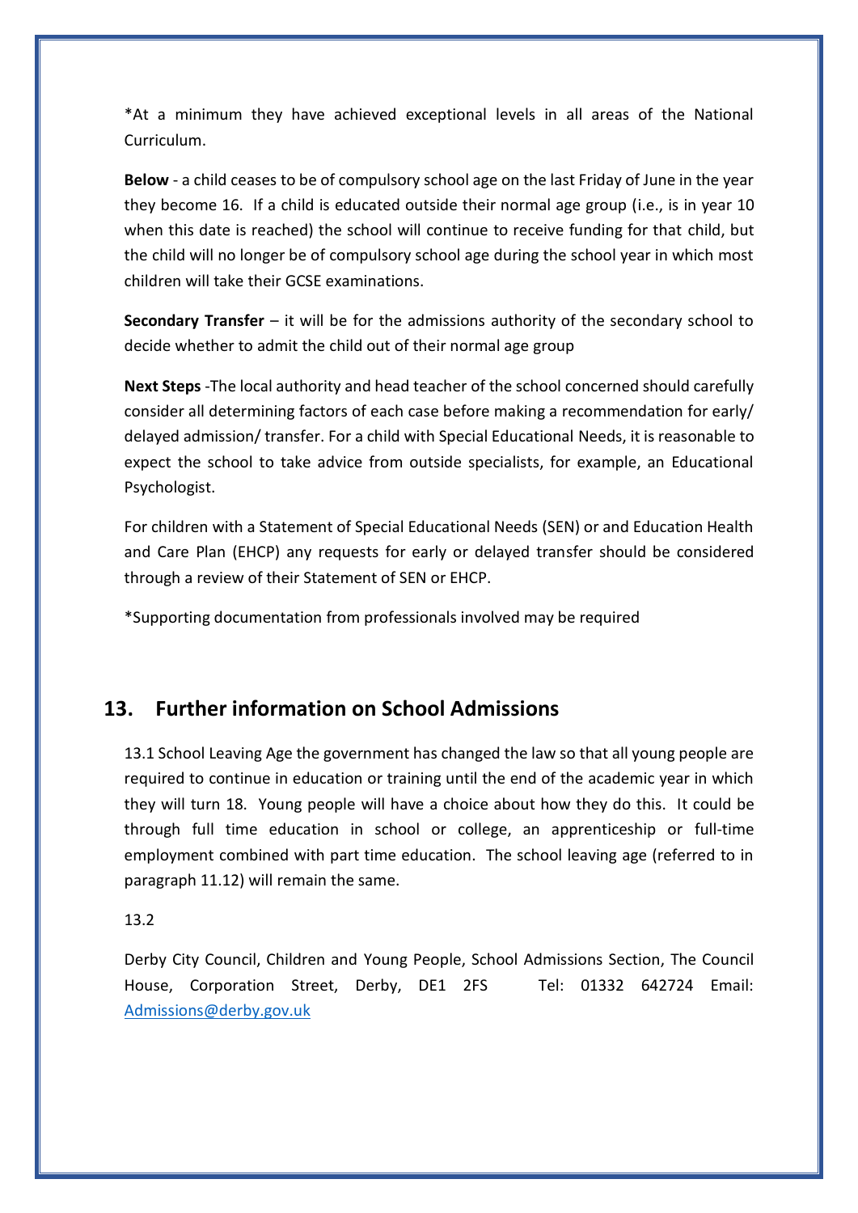*At a minimum they have achieved exceptional levels in all areas of the National Curriculum.

**Below** - a child ceases to be of compulsory school age on the last Friday of June in the year they become 16. If a child is educated outside their normal age group (i.e., is in year 10 when this date is reached) the school will continue to receive funding for that child, but the child will no longer be of compulsory school age during the school year in which most children will take their GCSE examinations.

**Secondary Transfer** – it will be for the admissions authority of the secondary school to decide whether to admit the child out of their normal age group

**Next Steps** -The local authority and head teacher of the school concerned should carefully consider all determining factors of each case before making a recommendation for early/ delayed admission/ transfer. For a child with Special Educational Needs, it is reasonable to expect the school to take advice from outside specialists, for example, an Educational Psychologist.

For children with a Statement of Special Educational Needs (SEN) or and Education Health and Care Plan (EHCP) any requests for early or delayed transfer should be considered through a review of their Statement of SEN or EHCP.

*Supporting documentation from professionals involved may be required

## 13. Further information on School Admissions

13.1 School Leaving Age the government has changed the law so that all young people are required to continue in education or training until the end of the academic year in which they will turn 18. Young people will have a choice about how they do this. It could be through full time education in school or college, an apprenticeship or full-time employment combined with part time education. The school leaving age (referred to in paragraph 11.12) will remain the same.

13.2

Derby City Council, Children and Young People, School Admissions Section, The Council House, Corporation Street, Derby, DE1 2FS Tel: 01332 642724 Email: [Admissions@derby.gov.uk](mailto:Admissions@derby.gov.uk)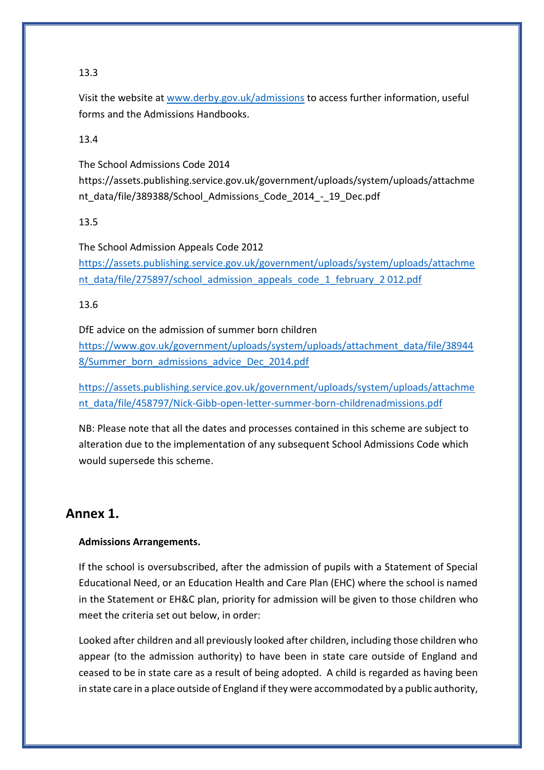13.3

Visit the website at www.derby.gov.uk/admissions to access further information, useful forms and the Admissions Handbooks.

13.4

The School Admissions Code 2014
https://assets.publishing.service.gov.uk/government/uploads/system/uploads/attachment_data/file/389388/School_Admissions_Code_2014_-_19_Dec.pdf

13.5

The School Admission Appeals Code 2012
https://assets.publishing.service.gov.uk/government/uploads/system/uploads/attachment_data/file/275897/school_admission_appeals_code_1_february_2 012.pdf

13.6

DfE advice on the admission of summer born children
https://www.gov.uk/government/uploads/system/uploads/attachment_data/file/389448/Summer_born_admissions_advice_Dec_2014.pdf

https://assets.publishing.service.gov.uk/government/uploads/system/uploads/attachment_data/file/458797/Nick-Gibb-open-letter-summer-born-childrenadmissions.pdf

NB: Please note that all the dates and processes contained in this scheme are subject to alteration due to the implementation of any subsequent School Admissions Code which would supersede this scheme.

## Annex 1.

**Admissions Arrangements.**

If the school is oversubscribed, after the admission of pupils with a Statement of Special Educational Need, or an Education Health and Care Plan (EHC) where the school is named in the Statement or EH&C plan, priority for admission will be given to those children who meet the criteria set out below, in order:

Looked after children and all previously looked after children, including those children who appear (to the admission authority) to have been in state care outside of England and ceased to be in state care as a result of being adopted. A child is regarded as having been in state care in a place outside of England if they were accommodated by a public authority,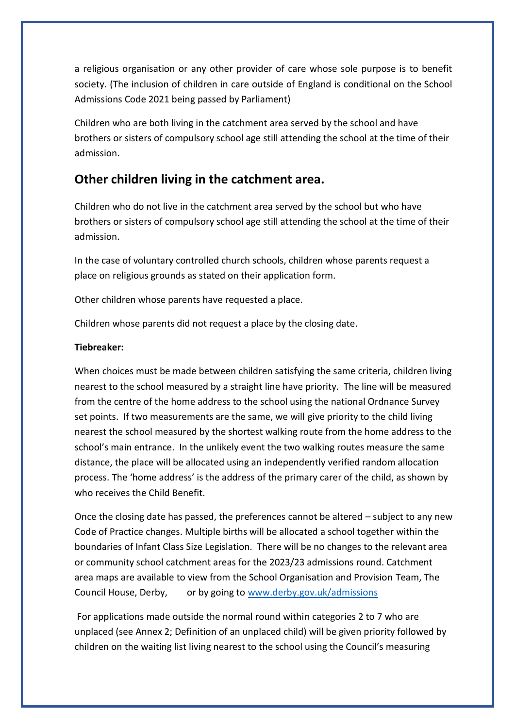a religious organisation or any other provider of care whose sole purpose is to benefit society. (The inclusion of children in care outside of England is conditional on the School Admissions Code 2021 being passed by Parliament)

Children who are both living in the catchment area served by the school and have brothers or sisters of compulsory school age still attending the school at the time of their admission.

## Other children living in the catchment area.

Children who do not live in the catchment area served by the school but who have brothers or sisters of compulsory school age still attending the school at the time of their admission.

In the case of voluntary controlled church schools, children whose parents request a place on religious grounds as stated on their application form.

Other children whose parents have requested a place.

Children whose parents did not request a place by the closing date.

**Tiebreaker:**

When choices must be made between children satisfying the same criteria, children living nearest to the school measured by a straight line have priority. The line will be measured from the centre of the home address to the school using the national Ordnance Survey set points. If two measurements are the same, we will give priority to the child living nearest the school measured by the shortest walking route from the home address to the school's main entrance. In the unlikely event the two walking routes measure the same distance, the place will be allocated using an independently verified random allocation process. The 'home address' is the address of the primary carer of the child, as shown by who receives the Child Benefit.

Once the closing date has passed, the preferences cannot be altered – subject to any new Code of Practice changes. Multiple births will be allocated a school together within the boundaries of Infant Class Size Legislation. There will be no changes to the relevant area or community school catchment areas for the 2023/23 admissions round. Catchment area maps are available to view from the School Organisation and Provision Team, The Council House, Derby, or by going to www.derby.gov.uk/admissions

For applications made outside the normal round within categories 2 to 7 who are unplaced (see Annex 2; Definition of an unplaced child) will be given priority followed by children on the waiting list living nearest to the school using the Council's measuring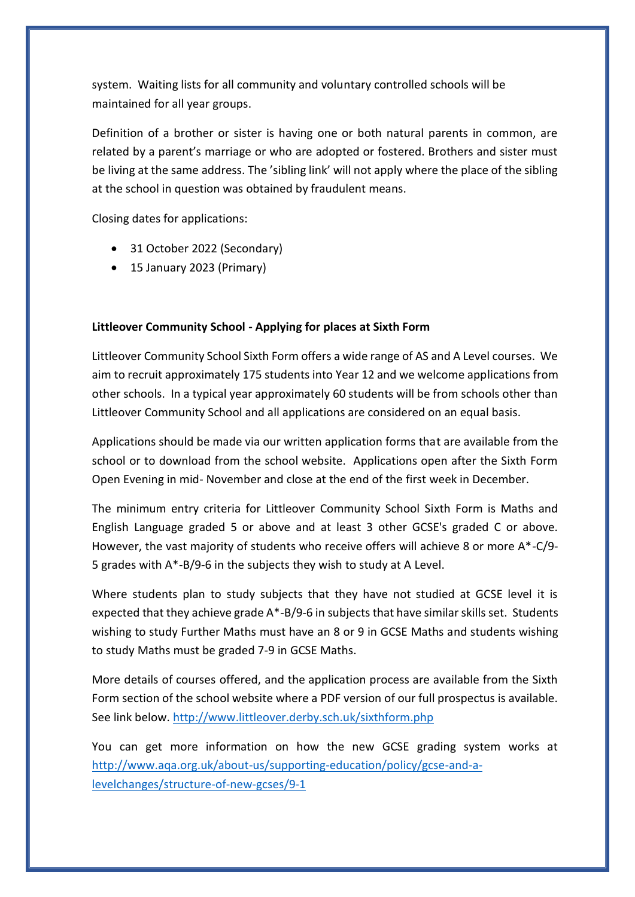system. Waiting lists for all community and voluntary controlled schools will be maintained for all year groups.

Definition of a brother or sister is having one or both natural parents in common, are related by a parent's marriage or who are adopted or fostered. Brothers and sister must be living at the same address. The 'sibling link' will not apply where the place of the sibling at the school in question was obtained by fraudulent means.

Closing dates for applications:

- 31 October 2022 (Secondary)
- 15 January 2023 (Primary)

**Littleover Community School - Applying for places at Sixth Form**

Littleover Community School Sixth Form offers a wide range of AS and A Level courses. We aim to recruit approximately 175 students into Year 12 and we welcome applications from other schools. In a typical year approximately 60 students will be from schools other than Littleover Community School and all applications are considered on an equal basis.

Applications should be made via our written application forms that are available from the school or to download from the school website. Applications open after the Sixth Form Open Evening in mid- November and close at the end of the first week in December.

The minimum entry criteria for Littleover Community School Sixth Form is Maths and English Language graded 5 or above and at least 3 other GCSE's graded C or above. However, the vast majority of students who receive offers will achieve 8 or more A*-C/9-5 grades with A*-B/9-6 in the subjects they wish to study at A Level.

Where students plan to study subjects that they have not studied at GCSE level it is expected that they achieve grade A*-B/9-6 in subjects that have similar skills set. Students wishing to study Further Maths must have an 8 or 9 in GCSE Maths and students wishing to study Maths must be graded 7-9 in GCSE Maths.

More details of courses offered, and the application process are available from the Sixth Form section of the school website where a PDF version of our full prospectus is available. See link below. http://www.littleover.derby.sch.uk/sixthform.php

You can get more information on how the new GCSE grading system works at http://www.aqa.org.uk/about-us/supporting-education/policy/gcse-and-a-levelchanges/structure-of-new-gcses/9-1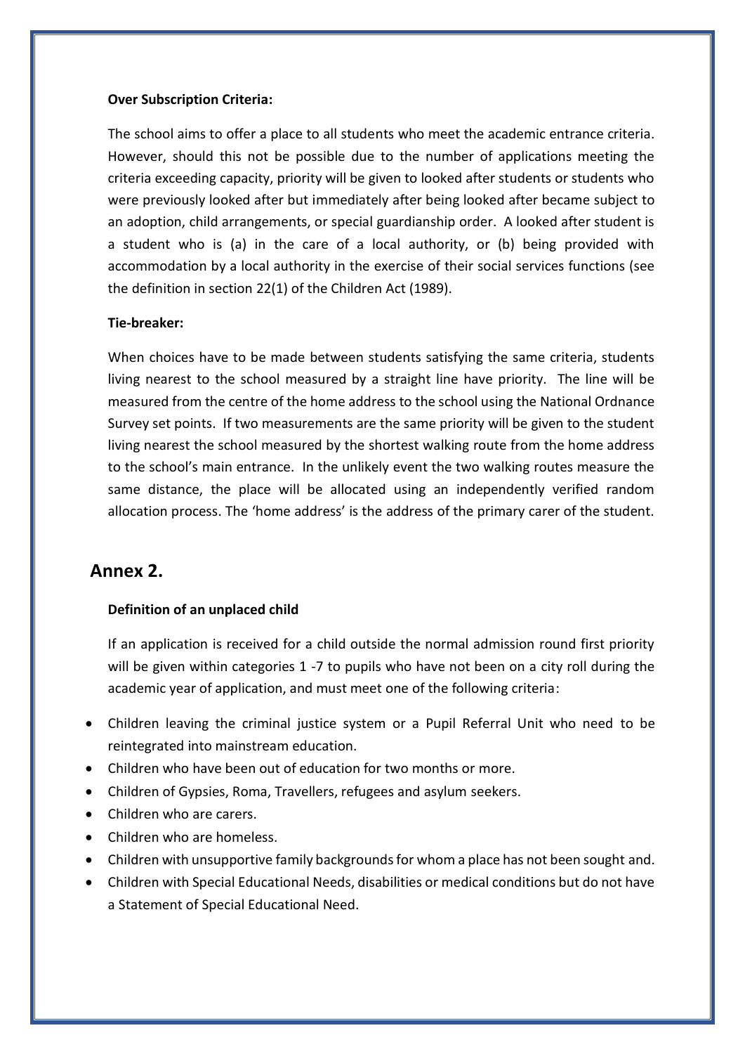**Over Subscription Criteria:**

The school aims to offer a place to all students who meet the academic entrance criteria. However, should this not be possible due to the number of applications meeting the criteria exceeding capacity, priority will be given to looked after students or students who were previously looked after but immediately after being looked after became subject to an adoption, child arrangements, or special guardianship order. A looked after student is a student who is (a) in the care of a local authority, or (b) being provided with accommodation by a local authority in the exercise of their social services functions (see the definition in section 22(1) of the Children Act (1989).

**Tie-breaker:**

When choices have to be made between students satisfying the same criteria, students living nearest to the school measured by a straight line have priority. The line will be measured from the centre of the home address to the school using the National Ordnance Survey set points. If two measurements are the same priority will be given to the student living nearest the school measured by the shortest walking route from the home address to the school's main entrance. In the unlikely event the two walking routes measure the same distance, the place will be allocated using an independently verified random allocation process. The 'home address' is the address of the primary carer of the student.

## Annex 2.

**Definition of an unplaced child**

If an application is received for a child outside the normal admission round first priority will be given within categories 1 -7 to pupils who have not been on a city roll during the academic year of application, and must meet one of the following criteria:

- Children leaving the criminal justice system or a Pupil Referral Unit who need to be reintegrated into mainstream education.
- Children who have been out of education for two months or more.
- Children of Gypsies, Roma, Travellers, refugees and asylum seekers.
- Children who are carers.
- Children who are homeless.
- Children with unsupportive family backgrounds for whom a place has not been sought and.
- Children with Special Educational Needs, disabilities or medical conditions but do not have a Statement of Special Educational Need.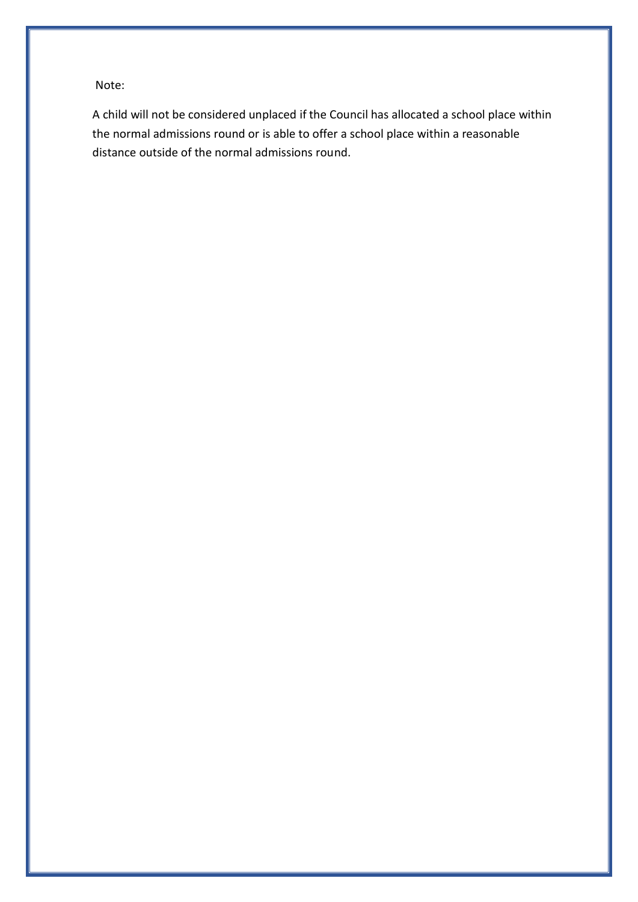Note:

A child will not be considered unplaced if the Council has allocated a school place within the normal admissions round or is able to offer a school place within a reasonable distance outside of the normal admissions round.